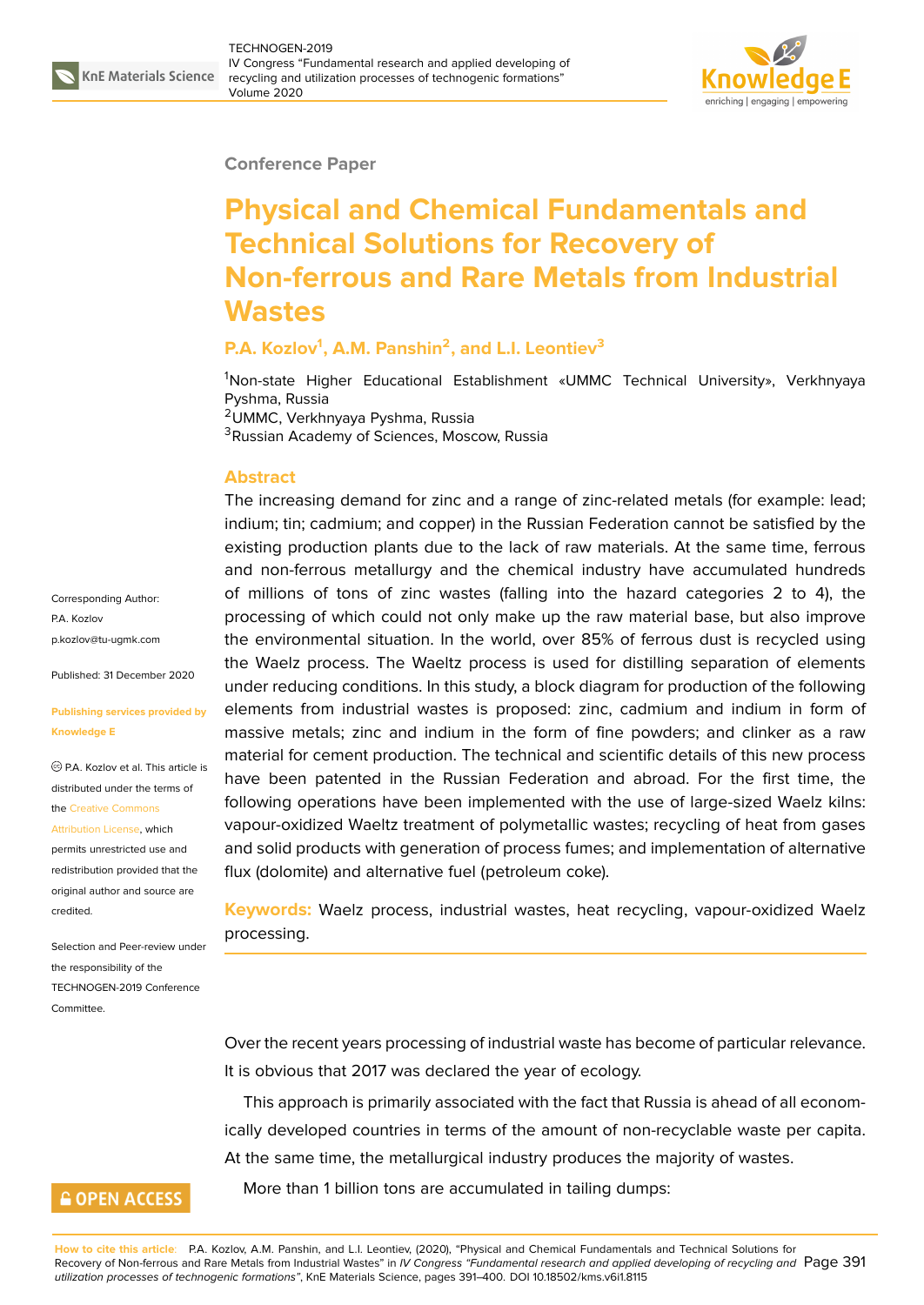Conference Paper

# Physical and Chemical Fundamentals and Technical Solutions for Recovery of Non-ferrous and Rare Metals from Industrial Wastes

**P.A. Kozlov[1], A.M. Panshin[2], and L.I. Leontiev[3]**

[1]Non-state Higher Educational Establishment «UMMC Technical University», Verkhnyaya Pyshma, Russia
[2]UMMC, Verkhnyaya Pyshma, Russia
[3]Russian Academy of Sciences, Moscow, Russia

## Abstract

The increasing demand for zinc and a range of zinc-related metals (for example: lead; indium; tin; cadmium; and copper) in the Russian Federation cannot be satisfied by the existing production plants due to the lack of raw materials. At the same time, ferrous and non-ferrous metallurgy and the chemical industry have accumulated hundreds of millions of tons of zinc wastes (falling into the hazard categories 2 to 4), the processing of which could not only make up the raw material base, but also improve the environmental situation. In the world, over 85% of ferrous dust is recycled using the Waelz process. The Waeltz process is used for distilling separation of elements under reducing conditions. In this study, a block diagram for production of the following elements from industrial wastes is proposed: zinc, cadmium and indium in form of massive metals; zinc and indium in the form of fine powders; and clinker as a raw material for cement production. The technical and scientific details of this new process have been patented in the Russian Federation and abroad. For the first time, the following operations have been implemented with the use of large-sized Waelz kilns: vapour-oxidized Waeltz treatment of polymetallic wastes; recycling of heat from gases and solid products with generation of process fumes; and implementation of alternative flux (dolomite) and alternative fuel (petroleum coke).

**Keywords:** Waelz process, industrial wastes, heat recycling, vapour-oxidized Waelz processing.

Corresponding Author:
P.A. Kozlov
p.kozlov@tu-ugmk.com

Published: 31 December 2020

**Publishing services provided by Knowledge E**

© P.A. Kozlov et al. This article is distributed under the terms of the Creative Commons Attribution License, which permits unrestricted use and redistribution provided that the original author and source are credited.

Selection and Peer-review under the responsibility of the TECHNOGEN-2019 Conference Committee.

Over the recent years processing of industrial waste has become of particular relevance. It is obvious that 2017 was declared the year of ecology.

This approach is primarily associated with the fact that Russia is ahead of all economically developed countries in terms of the amount of non-recyclable waste per capita. At the same time, the metallurgical industry produces the majority of wastes.

More than 1 billion tons are accumulated in tailing dumps:

**How to cite this article**: P.A. Kozlov, A.M. Panshin, and L.I. Leontiev, (2020), "Physical and Chemical Fundamentals and Technical Solutions for Recovery of Non-ferrous and Rare Metals from Industrial Wastes" in *IV Congress "Fundamental research and applied developing of recycling and utilization processes of technogenic formations"*, KnE Materials Science, pages 391–400. DOI 10.18502/kms.v6i1.8115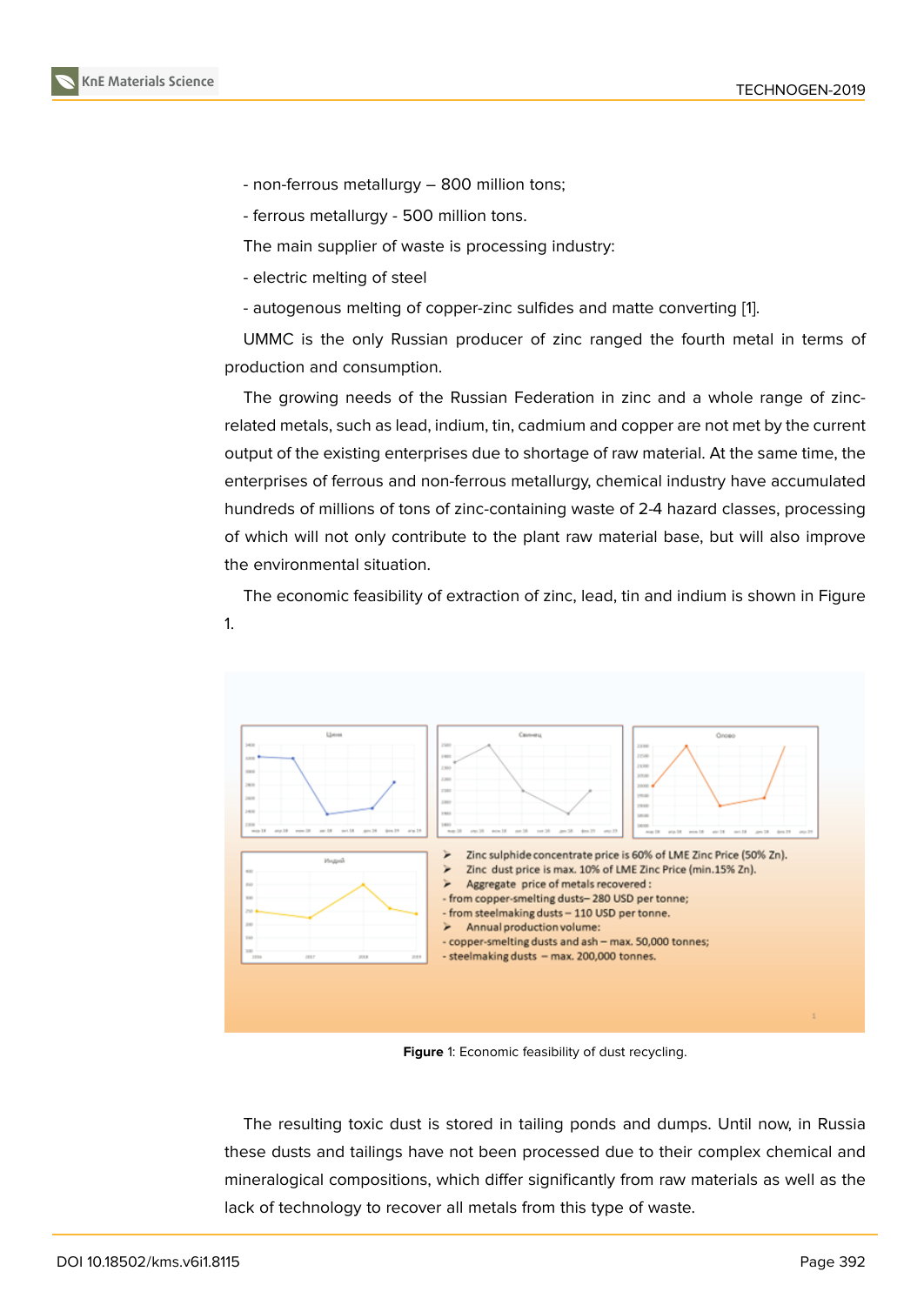- non-ferrous metallurgy – 800 million tons;

- ferrous metallurgy - 500 million tons.

The main supplier of waste is processing industry:

- electric melting of steel

- autogenous melting of copper-zinc sulfides and matte converting [1].

UMMC is the only Russian producer of zinc ranged the fourth metal in terms of production and consumption.

The growing needs of the Russian Federation in zinc and a whole range of zinc-related metals, such as lead, indium, tin, cadmium and copper are not met by the current output of the existing enterprises due to shortage of raw material. At the same time, the enterprises of ferrous and non-ferrous metallurgy, chemical industry have accumulated hundreds of millions of tons of zinc-containing waste of 2-4 hazard classes, processing of which will not only contribute to the plant raw material base, but will also improve the environmental situation.

The economic feasibility of extraction of zinc, lead, tin and indium is shown in Figure 1.

- Zinc sulphide concentrate price is 60% of LME Zinc Price (50% Zn).
- Zinc dust price is max. 10% of LME Zinc Price (min.15% Zn).
- Aggregate price of metals recovered:
  - from copper-smelting dusts– 280 USD per tonne;
  - from steelmaking dusts – 110 USD per tonne.
- Annual production volume:
  - copper-smelting dusts and ash – max. 50,000 tonnes;
  - steelmaking dusts – max. 200,000 tonnes.

**Figure** 1: Economic feasibility of dust recycling.

The resulting toxic dust is stored in tailing ponds and dumps. Until now, in Russia these dusts and tailings have not been processed due to their complex chemical and mineralogical compositions, which differ significantly from raw materials as well as the lack of technology to recover all metals from this type of waste.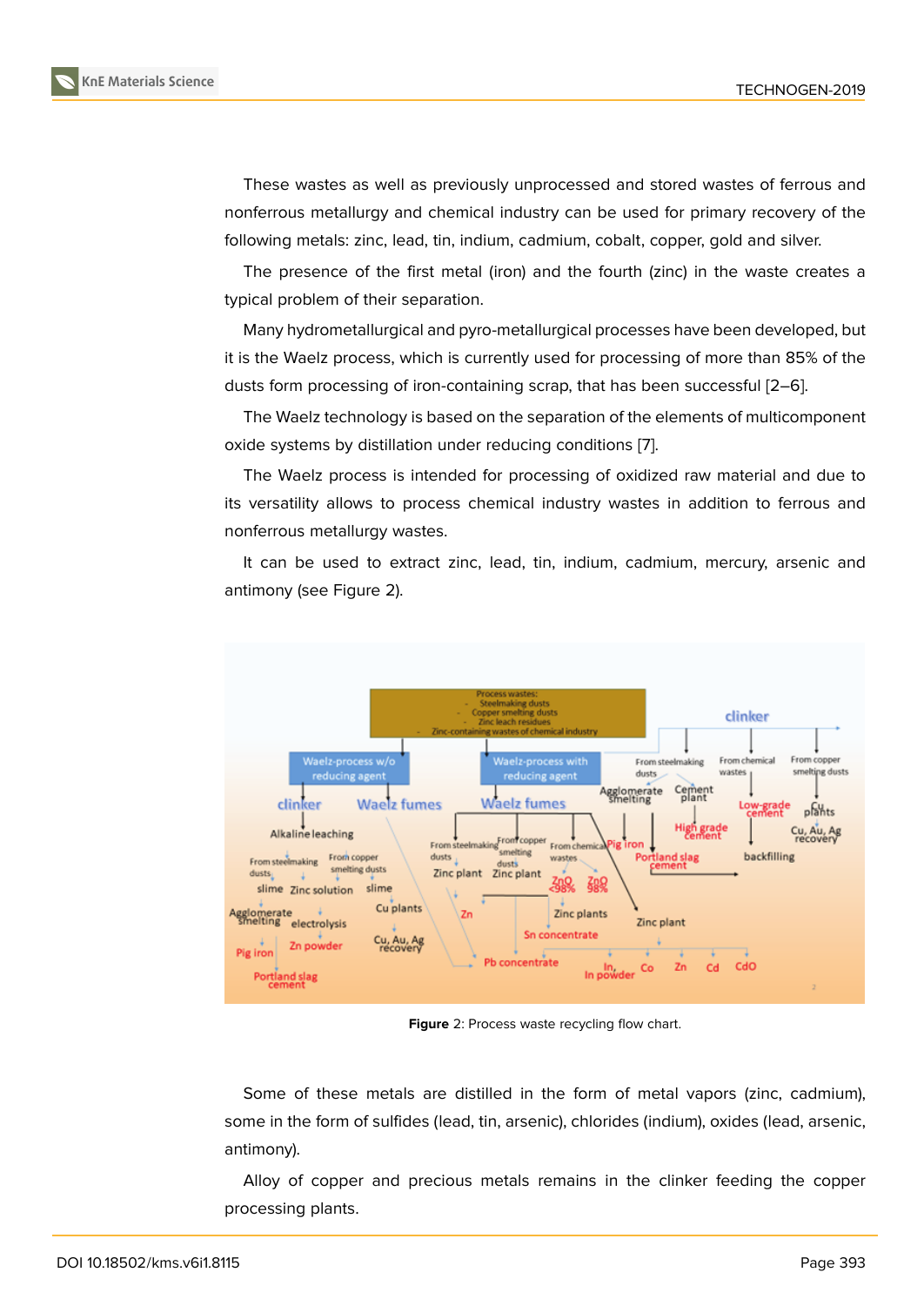These wastes as well as previously unprocessed and stored wastes of ferrous and nonferrous metallurgy and chemical industry can be used for primary recovery of the following metals: zinc, lead, tin, indium, cadmium, cobalt, copper, gold and silver.

The presence of the first metal (iron) and the fourth (zinc) in the waste creates a typical problem of their separation.

Many hydrometallurgical and pyro-metallurgical processes have been developed, but it is the Waelz process, which is currently used for processing of more than 85% of the dusts form processing of iron-containing scrap, that has been successful [2–6].

The Waelz technology is based on the separation of the elements of multicomponent oxide systems by distillation under reducing conditions [7].

The Waelz process is intended for processing of oxidized raw material and due to its versatility allows to process chemical industry wastes in addition to ferrous and nonferrous metallurgy wastes.

It can be used to extract zinc, lead, tin, indium, cadmium, mercury, arsenic and antimony (see Figure 2).

**Figure** 2: Process waste recycling flow chart.

Some of these metals are distilled in the form of metal vapors (zinc, cadmium), some in the form of sulfides (lead, tin, arsenic), chlorides (indium), oxides (lead, arsenic, antimony).

Alloy of copper and precious metals remains in the clinker feeding the copper processing plants.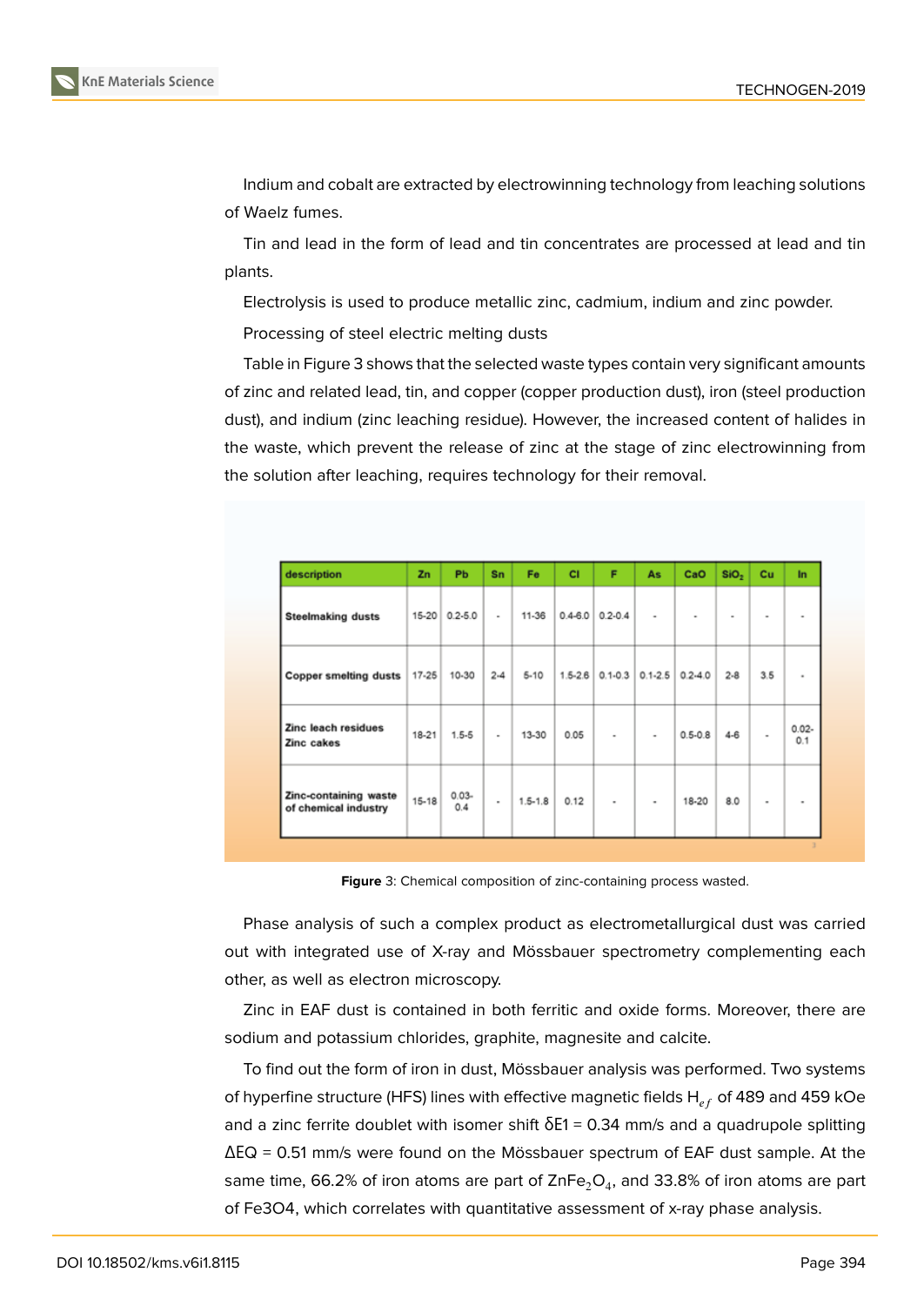Indium and cobalt are extracted by electrowinning technology from leaching solutions of Waelz fumes.

Tin and lead in the form of lead and tin concentrates are processed at lead and tin plants.

Electrolysis is used to produce metallic zinc, cadmium, indium and zinc powder.

Processing of steel electric melting dusts

Table in Figure 3 shows that the selected waste types contain very significant amounts of zinc and related lead, tin, and copper (copper production dust), iron (steel production dust), and indium (zinc leaching residue). However, the increased content of halides in the waste, which prevent the release of zinc at the stage of zinc electrowinning from the solution after leaching, requires technology for their removal.

| description | Zn | Pb | Sn | Fe | Cl | F | As | CaO | $SiO_2$ | Cu | In |
|---|---|---|---|---|---|---|---|---|---|---|---|
| Steelmaking dusts | 15-20 | 0.2-5.0 | - | 11-36 | 0.4-6.0 | 0.2-0.4 | - | - | - | - | - |
| Copper smelting dusts | 17-25 | 10-30 | 2-4 | 5-10 | 1.5-2.6 | 0.1-0.3 | 0.1-2.5 | 0.2-4.0 | 2-8 | 3.5 | - |
| Zinc leach residues Zinc cakes | 18-21 | 1.5-5 | - | 13-30 | 0.05 | - | - | 0.5-0.8 | 4-6 | - | 0.02-0.1 |
| Zinc-containing waste of chemical industry | 15-18 | 0.03-0.4 | - | 1.5-1.8 | 0.12 | - | - | 18-20 | 8.0 | - | - |

**Figure** 3: Chemical composition of zinc-containing process wasted.

Phase analysis of such a complex product as electrometallurgical dust was carried out with integrated use of X-ray and Mössbauer spectrometry complementing each other, as well as electron microscopy.

Zinc in EAF dust is contained in both ferritic and oxide forms. Moreover, there are sodium and potassium chlorides, graphite, magnesite and calcite.

To find out the form of iron in dust, Mössbauer analysis was performed. Two systems of hyperfine structure (HFS) lines with effective magnetic fields $H_{ef}$ of 489 and 459 kOe and a zinc ferrite doublet with isomer shift δE1 = 0.34 mm/s and a quadrupole splitting ΔEQ = 0.51 mm/s were found on the Mössbauer spectrum of EAF dust sample. At the same time, 66.2% of iron atoms are part of $ZnFe_2O_4$, and 33.8% of iron atoms are part of Fe3O4, which correlates with quantitative assessment of x-ray phase analysis.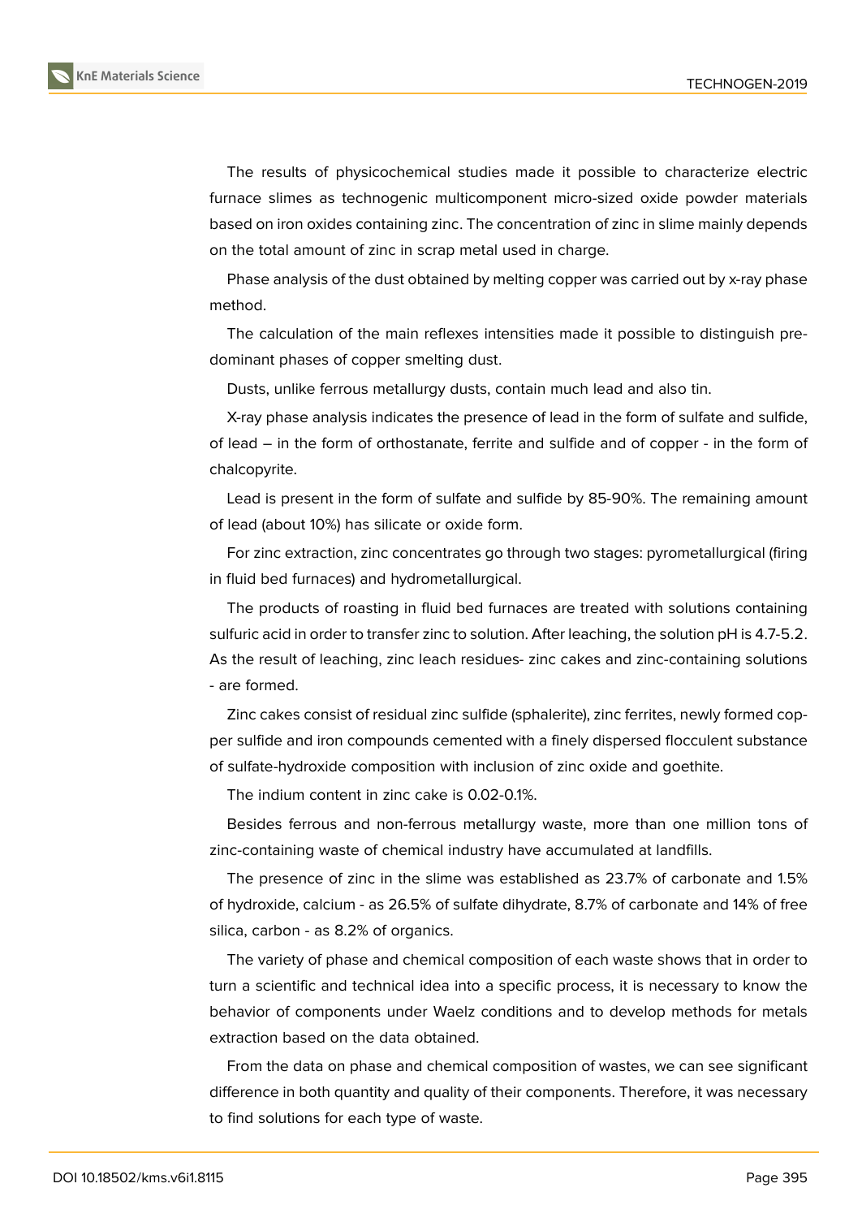The results of physicochemical studies made it possible to characterize electric furnace slimes as technogenic multicomponent micro-sized oxide powder materials based on iron oxides containing zinc. The concentration of zinc in slime mainly depends on the total amount of zinc in scrap metal used in charge.

Phase analysis of the dust obtained by melting copper was carried out by x-ray phase method.

The calculation of the main reflexes intensities made it possible to distinguish predominant phases of copper smelting dust.

Dusts, unlike ferrous metallurgy dusts, contain much lead and also tin.

X-ray phase analysis indicates the presence of lead in the form of sulfate and sulfide, of lead – in the form of orthostanate, ferrite and sulfide and of copper - in the form of chalcopyrite.

Lead is present in the form of sulfate and sulfide by 85-90%. The remaining amount of lead (about 10%) has silicate or oxide form.

For zinc extraction, zinc concentrates go through two stages: pyrometallurgical (firing in fluid bed furnaces) and hydrometallurgical.

The products of roasting in fluid bed furnaces are treated with solutions containing sulfuric acid in order to transfer zinc to solution. After leaching, the solution pH is 4.7-5.2. As the result of leaching, zinc leach residues- zinc cakes and zinc-containing solutions - are formed.

Zinc cakes consist of residual zinc sulfide (sphalerite), zinc ferrites, newly formed copper sulfide and iron compounds cemented with a finely dispersed flocculent substance of sulfate-hydroxide composition with inclusion of zinc oxide and goethite.

The indium content in zinc cake is 0.02-0.1%.

Besides ferrous and non-ferrous metallurgy waste, more than one million tons of zinc-containing waste of chemical industry have accumulated at landfills.

The presence of zinc in the slime was established as 23.7% of carbonate and 1.5% of hydroxide, calcium - as 26.5% of sulfate dihydrate, 8.7% of carbonate and 14% of free silica, carbon - as 8.2% of organics.

The variety of phase and chemical composition of each waste shows that in order to turn a scientific and technical idea into a specific process, it is necessary to know the behavior of components under Waelz conditions and to develop methods for metals extraction based on the data obtained.

From the data on phase and chemical composition of wastes, we can see significant difference in both quantity and quality of their components. Therefore, it was necessary to find solutions for each type of waste.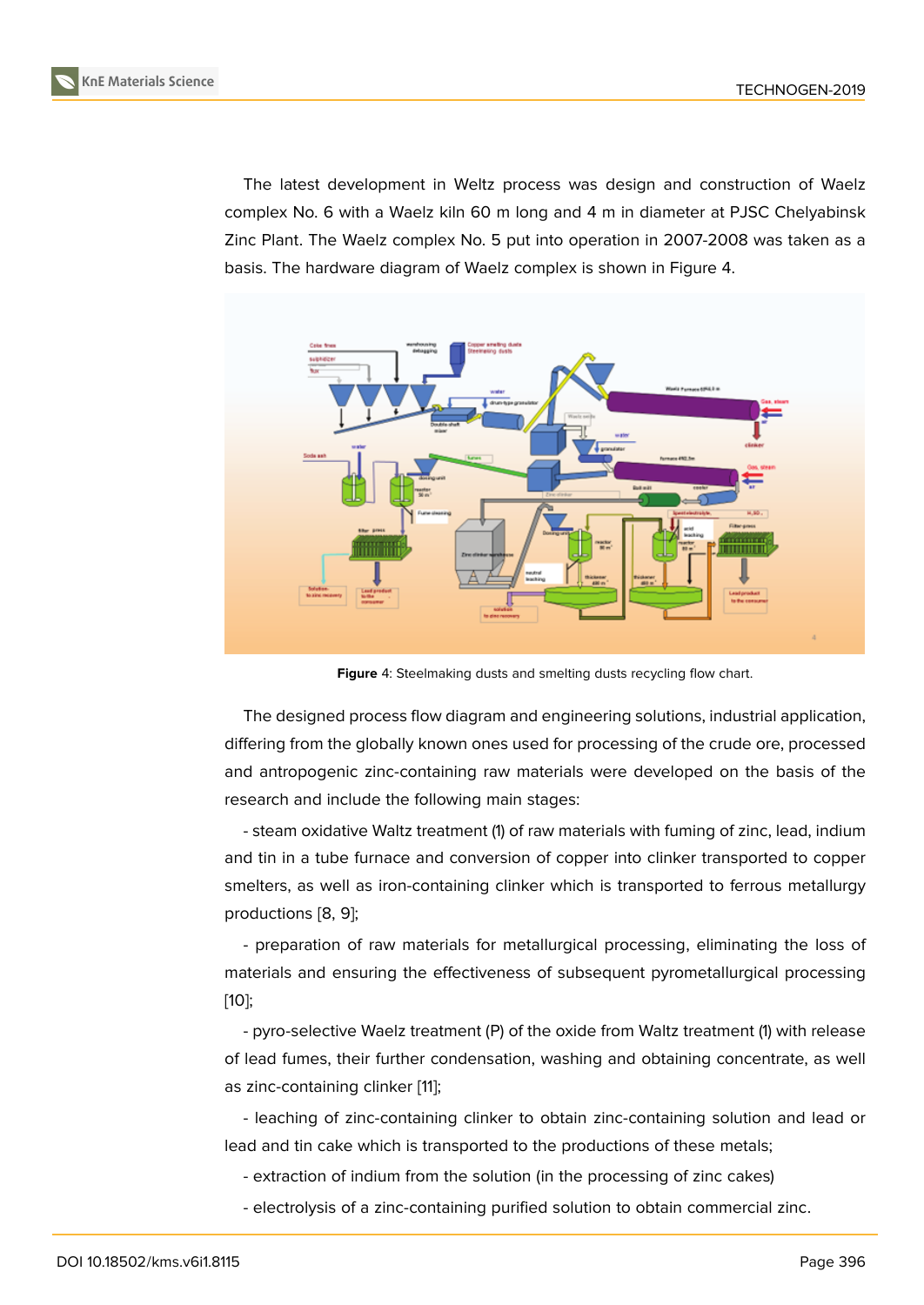The latest development in Weltz process was design and construction of Waelz complex No. 6 with a Waelz kiln 60 m long and 4 m in diameter at PJSC Chelyabinsk Zinc Plant. The Waelz complex No. 5 put into operation in 2007-2008 was taken as a basis. The hardware diagram of Waelz complex is shown in Figure 4.

**Figure** 4: Steelmaking dusts and smelting dusts recycling flow chart.

The designed process flow diagram and engineering solutions, industrial application, differing from the globally known ones used for processing of the crude ore, processed and antropogenic zinc-containing raw materials were developed on the basis of the research and include the following main stages:

- steam oxidative Waltz treatment (1) of raw materials with fuming of zinc, lead, indium and tin in a tube furnace and conversion of copper into clinker transported to copper smelters, as well as iron-containing clinker which is transported to ferrous metallurgy productions [8, 9];

- preparation of raw materials for metallurgical processing, eliminating the loss of materials and ensuring the effectiveness of subsequent pyrometallurgical processing [10];

- pyro-selective Waelz treatment (P) of the oxide from Waltz treatment (1) with release of lead fumes, their further condensation, washing and obtaining concentrate, as well as zinc-containing clinker [11];

- leaching of zinc-containing clinker to obtain zinc-containing solution and lead or lead and tin cake which is transported to the productions of these metals;

- extraction of indium from the solution (in the processing of zinc cakes)

- electrolysis of a zinc-containing purified solution to obtain commercial zinc.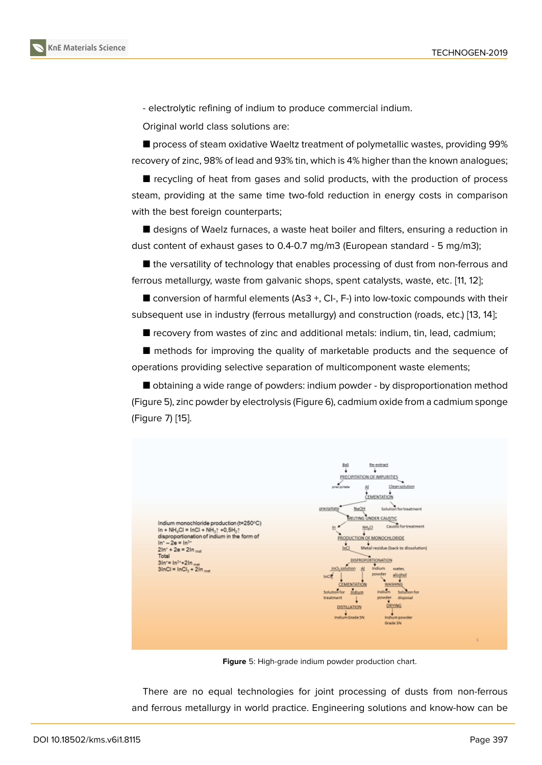- electrolytic refining of indium to produce commercial indium.

Original world class solutions are:

■ process of steam oxidative Waeltz treatment of polymetallic wastes, providing 99% recovery of zinc, 98% of lead and 93% tin, which is 4% higher than the known analogues;

■ recycling of heat from gases and solid products, with the production of process steam, providing at the same time two-fold reduction in energy costs in comparison with the best foreign counterparts;

■ designs of Waelz furnaces, a waste heat boiler and filters, ensuring a reduction in dust content of exhaust gases to 0.4-0.7 mg/m3 (European standard - 5 mg/m3);

■ the versatility of technology that enables processing of dust from non-ferrous and ferrous metallurgy, waste from galvanic shops, spent catalysts, waste, etc. [11, 12];

■ conversion of harmful elements (As3 +, Cl-, F-) into low-toxic compounds with their subsequent use in industry (ferrous metallurgy) and construction (roads, etc.) [13, 14];

■ recovery from wastes of zinc and additional metals: indium, tin, lead, cadmium;

■ methods for improving the quality of marketable products and the sequence of operations providing selective separation of multicomponent waste elements;

■ obtaining a wide range of powders: indium powder - by disproportionation method (Figure 5), zinc powder by electrolysis (Figure 6), cadmium oxide from a cadmium sponge (Figure 7) [15].

Indium monochloride production (t=250°C)
$In + NH_4Cl = InCl + NH_3\uparrow + 0,5H_2\uparrow$
disproportionation of indium in the form of
$In^{+} - 2e = In^{3+}$
$2In^{+} + 2e = 2In_{met}$
Total
$3In^{+} = In^{3+} + 2In_{met}$
$3InCl = InCl_3 + 2In_{met}$

BaS, Re-extract → PRECIPITATION OF IMPURITIES → precipitate; Clean solution; Al → CEMENTATION → precipitate; Solution for treatment; NaOH → MELTING UNDER CAUSTIC → In; Caustic for treatment; $NH_4Cl$ → PRODUCTION OF MONOCHLORIDE → InCl; Metal residue (back to dissolution) → DISPROPORTIONATION → $InCl_3$ solution; Al; $InCl_3$ → CEMENTATION → Solution for treatment; Indium → DISTILLATION → Indium Grade 5N; Indium powder; water, alcohol → WASHING → Indium powder; Solution for disposal → DRYING → Indium powder Grade 5N

**Figure** 5: High-grade indium powder production chart.

There are no equal technologies for joint processing of dusts from non-ferrous and ferrous metallurgy in world practice. Engineering solutions and know-how can be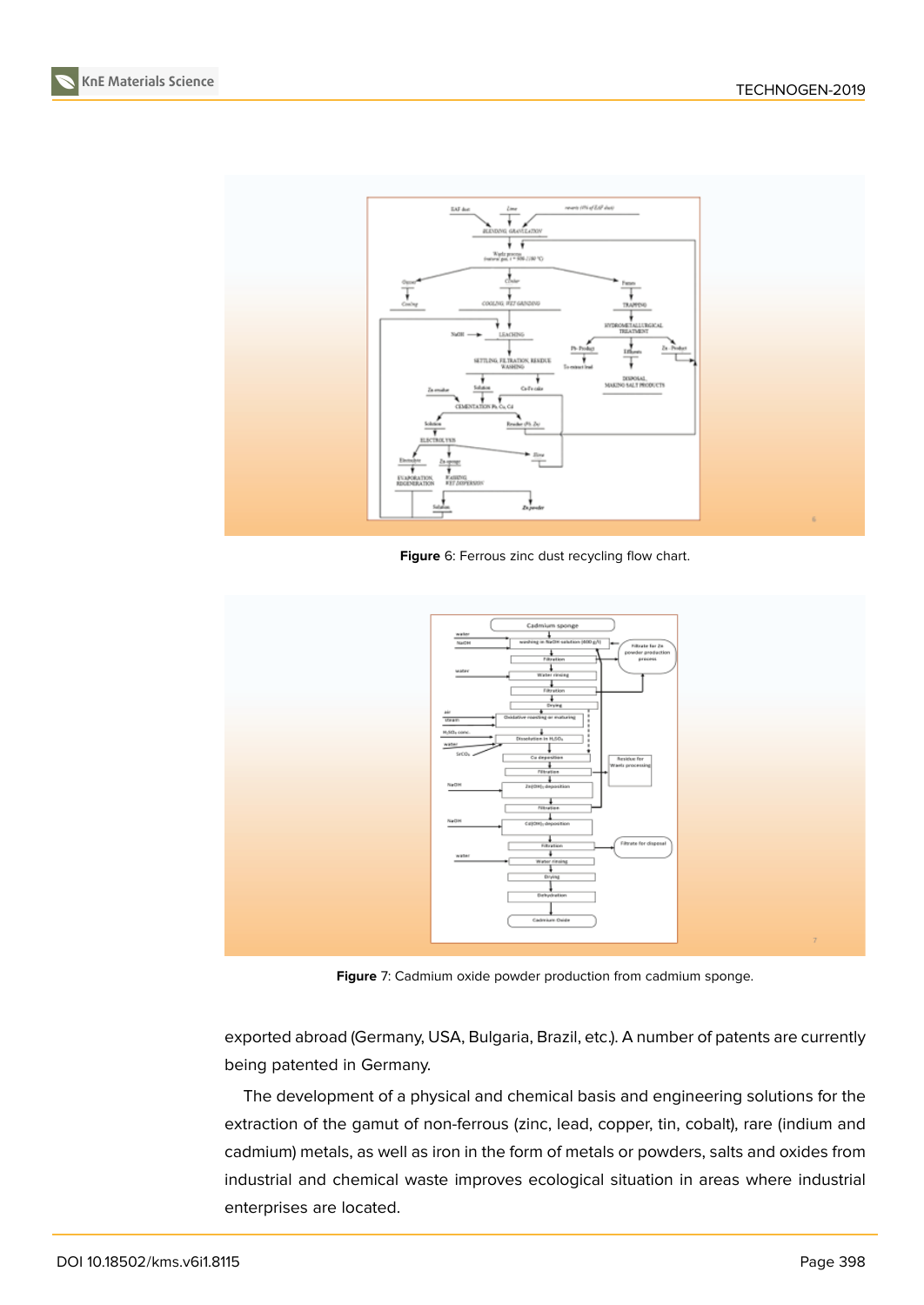**Figure** 6: Ferrous zinc dust recycling flow chart.

**Figure** 7: Cadmium oxide powder production from cadmium sponge.

exported abroad (Germany, USA, Bulgaria, Brazil, etc.). A number of patents are currently being patented in Germany.

The development of a physical and chemical basis and engineering solutions for the extraction of the gamut of non-ferrous (zinc, lead, copper, tin, cobalt), rare (indium and cadmium) metals, as well as iron in the form of metals or powders, salts and oxides from industrial and chemical waste improves ecological situation in areas where industrial enterprises are located.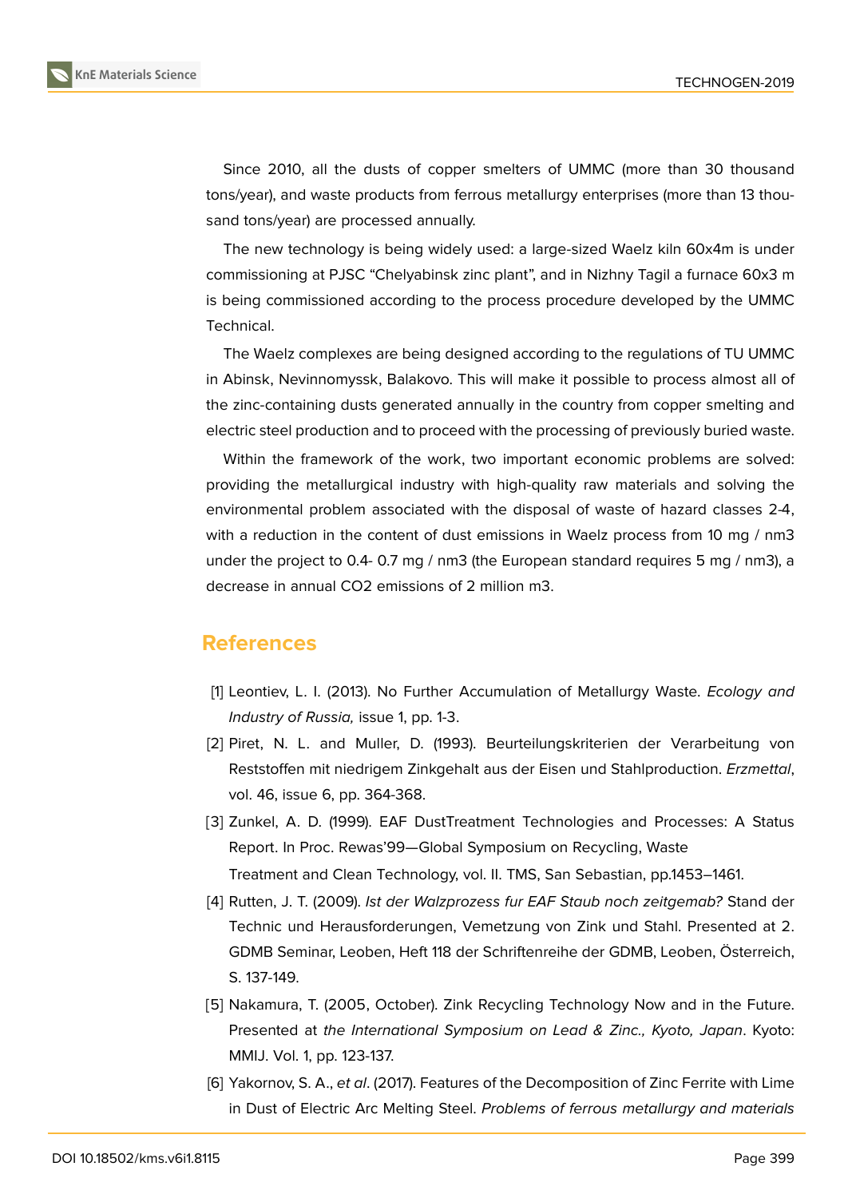Since 2010, all the dusts of copper smelters of UMMC (more than 30 thousand tons/year), and waste products from ferrous metallurgy enterprises (more than 13 thousand tons/year) are processed annually.

The new technology is being widely used: a large-sized Waelz kiln 60x4m is under commissioning at PJSC "Chelyabinsk zinc plant", and in Nizhny Tagil a furnace 60x3 m is being commissioned according to the process procedure developed by the UMMC Technical.

The Waelz complexes are being designed according to the regulations of TU UMMC in Abinsk, Nevinnomyssk, Balakovo. This will make it possible to process almost all of the zinc-containing dusts generated annually in the country from copper smelting and electric steel production and to proceed with the processing of previously buried waste.

Within the framework of the work, two important economic problems are solved: providing the metallurgical industry with high-quality raw materials and solving the environmental problem associated with the disposal of waste of hazard classes 2-4, with a reduction in the content of dust emissions in Waelz process from 10 mg / nm3 under the project to 0.4- 0.7 mg / nm3 (the European standard requires 5 mg / nm3), a decrease in annual $CO_2$ emissions of 2 million m3.

## References

[1] Leontiev, L. I. (2013). No Further Accumulation of Metallurgy Waste. *Ecology and Industry of Russia,* issue 1, pp. 1-3.

[2] Piret, N. L. and Muller, D. (1993). Beurteilungskriterien der Verarbeitung von Reststoffen mit niedrigem Zinkgehalt aus der Eisen und Stahlproduction. *Erzmettal*, vol. 46, issue 6, pp. 364-368.

[3] Zunkel, A. D. (1999). EAF DustTreatment Technologies and Processes: A Status Report. In Proc. Rewas'99—Global Symposium on Recycling, Waste Treatment and Clean Technology, vol. II. TMS, San Sebastian, pp.1453–1461.

[4] Rutten, J. T. (2009). *Ist der Walzprozess fur EAF Staub noch zeitgemab?* Stand der Technic und Herausforderungen, Vemetzung von Zink und Stahl. Presented at 2. GDMB Seminar, Leoben, Heft 118 der Schriftenreihe der GDMB, Leoben, Österreich, S. 137-149.

[5] Nakamura, T. (2005, October). Zink Recycling Technology Now and in the Future. Presented at *the International Symposium on Lead & Zinc., Kyoto, Japan*. Kyoto: MMIJ. Vol. 1, pp. 123-137.

[6] Yakornov, S. A., *et al*. (2017). Features of the Decomposition of Zinc Ferrite with Lime in Dust of Electric Arc Melting Steel. *Problems of ferrous metallurgy and materials*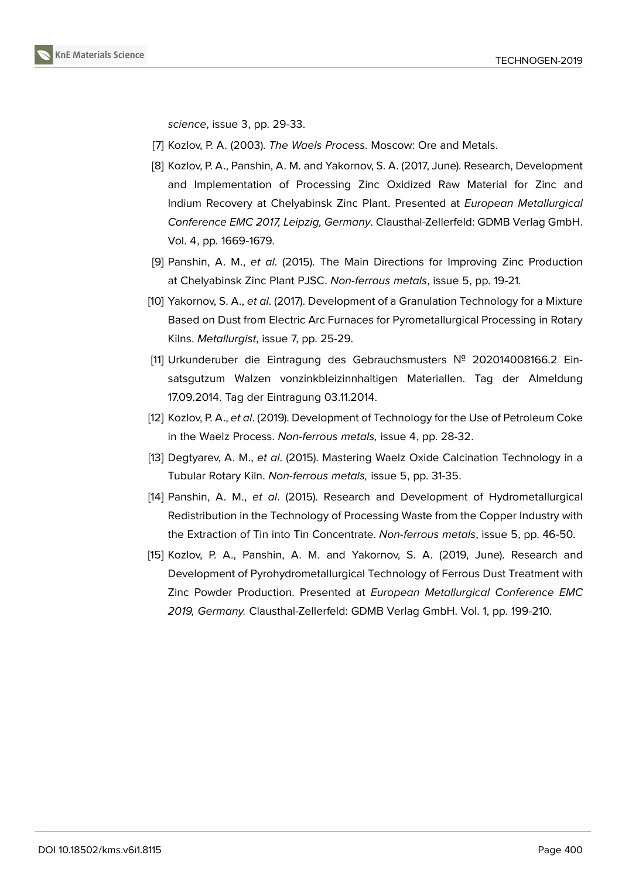*science*, issue 3, pp. 29-33.

[7] Kozlov, P. A. (2003). *The Waels Process*. Moscow: Ore and Metals.

[8] Kozlov, P. A., Panshin, A. M. and Yakornov, S. A. (2017, June). Research, Development and Implementation of Processing Zinc Oxidized Raw Material for Zinc and Indium Recovery at Chelyabinsk Zinc Plant. Presented at *European Metallurgical Conference EMC 2017, Leipzig, Germany*. Clausthal-Zellerfeld: GDMB Verlag GmbH. Vol. 4, pp. 1669-1679.

[9] Panshin, A. M., *et al*. (2015). The Main Directions for Improving Zinc Production at Chelyabinsk Zinc Plant PJSC. *Non-ferrous metals*, issue 5, pp. 19-21.

[10] Yakornov, S. A., *et al*. (2017). Development of a Granulation Technology for a Mixture Based on Dust from Electric Arc Furnaces for Pyrometallurgical Processing in Rotary Kilns. *Metallurgist*, issue 7, pp. 25-29.

[11] Urkunderuber die Eintragung des Gebrauchsmusters № 202014008166.2 Einsatsgutzum Walzen vonzinkbleizinnhaltigen Materiallen. Tag der Almeldung 17.09.2014. Tag der Eintragung 03.11.2014.

[12] Kozlov, P. A., *et al*. (2019). Development of Technology for the Use of Petroleum Coke in the Waelz Process. *Non-ferrous metals,* issue 4, pp. 28-32.

[13] Degtyarev, A. M., *et al*. (2015). Mastering Waelz Oxide Calcination Technology in a Tubular Rotary Kiln. *Non-ferrous metals,* issue 5, pp. 31-35.

[14] Panshin, A. M., *et al*. (2015). Research and Development of Hydrometallurgical Redistribution in the Technology of Processing Waste from the Copper Industry with the Extraction of Tin into Tin Concentrate. *Non-ferrous metals*, issue 5, pp. 46-50.

[15] Kozlov, P. A., Panshin, A. M. and Yakornov, S. A. (2019, June). Research and Development of Pyrohydrometallurgical Technology of Ferrous Dust Treatment with Zinc Powder Production. Presented at *European Metallurgical Conference EMC 2019, Germany.* Clausthal-Zellerfeld: GDMB Verlag GmbH. Vol. 1, pp. 199-210.